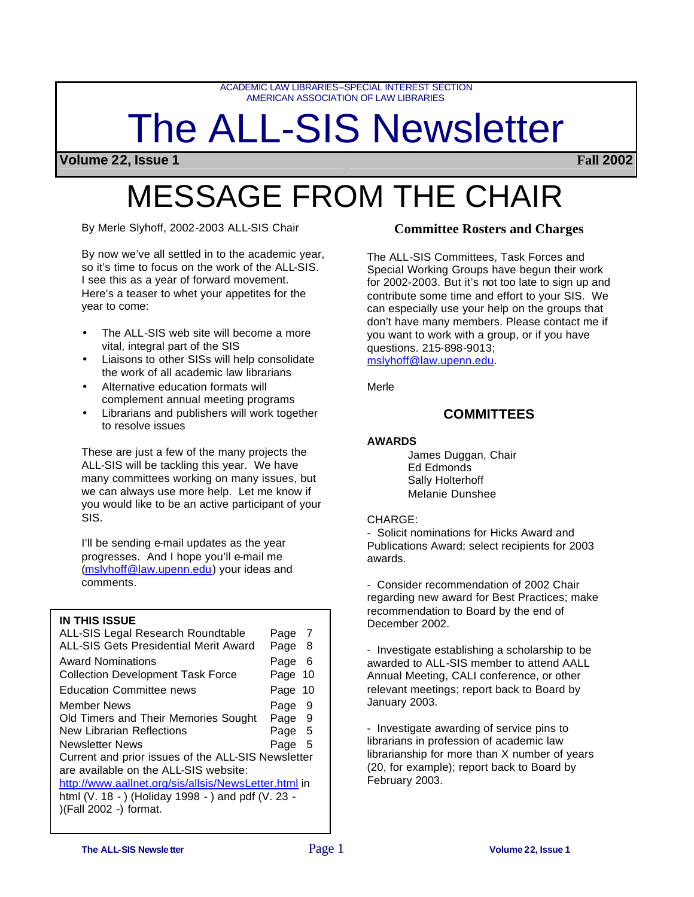ACADEMIC LAW LIBRARIES–SPECIAL INTEREST SECTION
AMERICAN ASSOCIATION OF LAW LIBRARIES

# The ALL-SIS Newsletter

**Volume 22, Issue 1** **Fall 2002**

# MESSAGE FROM THE CHAIR

By Merle Slyhoff, 2002-2003 ALL-SIS Chair

By now we've all settled in to the academic year, so it's time to focus on the work of the ALL-SIS. I see this as a year of forward movement. Here's a teaser to whet your appetites for the year to come:

- The ALL-SIS web site will become a more vital, integral part of the SIS
- Liaisons to other SISs will help consolidate the work of all academic law librarians
- Alternative education formats will complement annual meeting programs
- Librarians and publishers will work together to resolve issues

These are just a few of the many projects the ALL-SIS will be tackling this year. We have many committees working on many issues, but we can always use more help. Let me know if you would like to be an active participant of your SIS.

I'll be sending e-mail updates as the year progresses. And I hope you'll e-mail me (mslyhoff@law.upenn.edu) your ideas and comments.

**IN THIS ISSUE**

| | |
|---|---|
| ALL-SIS Legal Research Roundtable | Page 7 |
| ALL-SIS Gets Presidential Merit Award | Page 8 |
| Award Nominations | Page 6 |
| Collection Development Task Force | Page 10 |
| Education Committee news | Page 10 |
| Member News | Page 9 |
| Old Timers and Their Memories Sought | Page 9 |
| New Librarian Reflections | Page 5 |
| Newsletter News | Page 5 |

Current and prior issues of the ALL-SIS Newsletter are available on the ALL-SIS website: http://www.aallnet.org/sis/allsis/NewsLetter.html in html (V. 18 - ) (Holiday 1998 - ) and pdf (V. 23 - )(Fall 2002 -) format.

## Committee Rosters and Charges

The ALL-SIS Committees, Task Forces and Special Working Groups have begun their work for 2002-2003. But it's not too late to sign up and contribute some time and effort to your SIS. We can especially use your help on the groups that don't have many members. Please contact me if you want to work with a group, or if you have questions. 215-898-9013; mslyhoff@law.upenn.edu.

Merle

### COMMITTEES

**AWARDS**

James Duggan, Chair
Ed Edmonds
Sally Holterhoff
Melanie Dunshee

CHARGE:

- Solicit nominations for Hicks Award and Publications Award; select recipients for 2003 awards.

- Consider recommendation of 2002 Chair regarding new award for Best Practices; make recommendation to Board by the end of December 2002.

- Investigate establishing a scholarship to be awarded to ALL-SIS member to attend AALL Annual Meeting, CALI conference, or other relevant meetings; report back to Board by January 2003.

- Investigate awarding of service pins to librarians in profession of academic law librarianship for more than X number of years (20, for example); report back to Board by February 2003.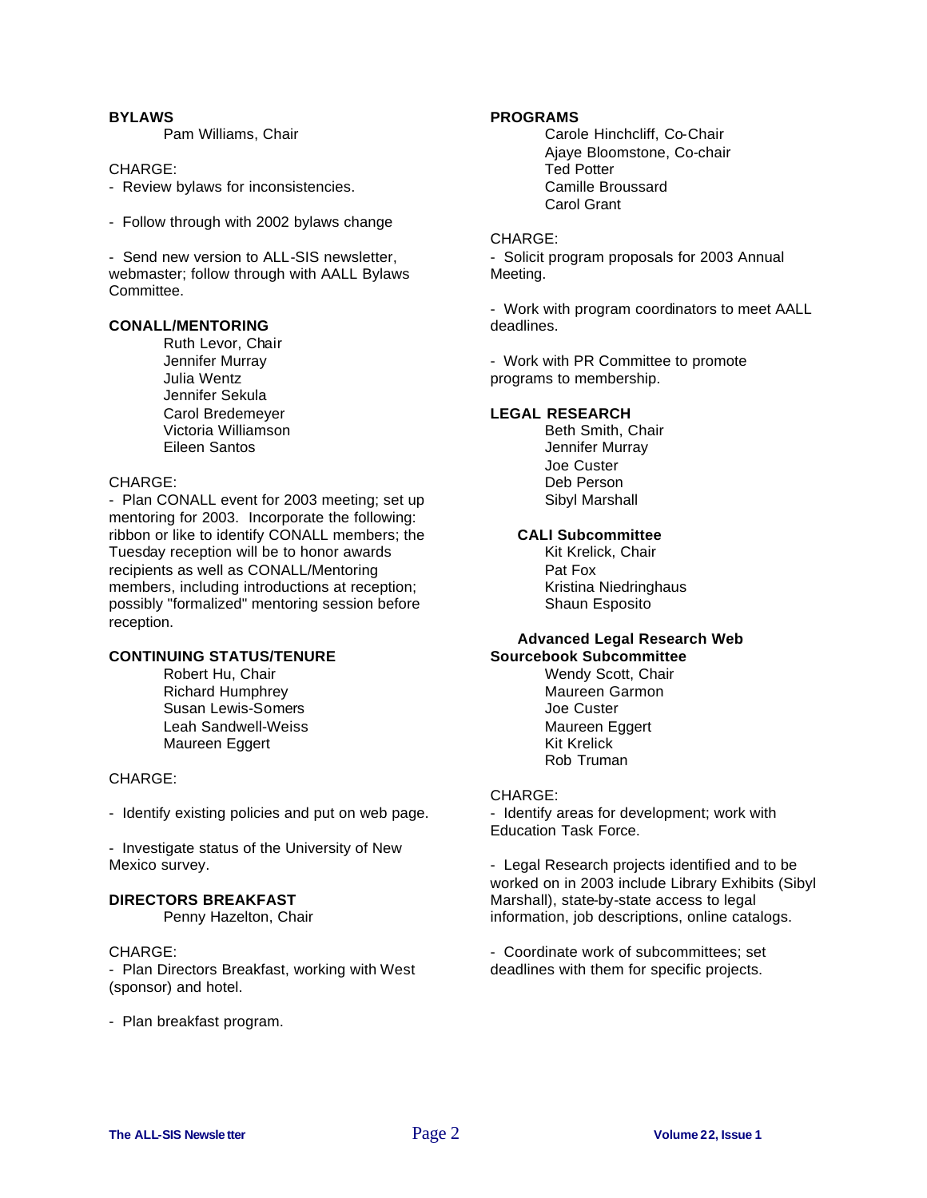**BYLAWS**

Pam Williams, Chair

CHARGE:

- Review bylaws for inconsistencies.

- Follow through with 2002 bylaws change

- Send new version to ALL-SIS newsletter, webmaster; follow through with AALL Bylaws Committee.

**CONALL/MENTORING**

Ruth Levor, Chair
Jennifer Murray
Julia Wentz
Jennifer Sekula
Carol Bredemeyer
Victoria Williamson
Eileen Santos

CHARGE:

- Plan CONALL event for 2003 meeting; set up mentoring for 2003. Incorporate the following: ribbon or like to identify CONALL members; the Tuesday reception will be to honor awards recipients as well as CONALL/Mentoring members, including introductions at reception; possibly "formalized" mentoring session before reception.

**CONTINUING STATUS/TENURE**

Robert Hu, Chair
Richard Humphrey
Susan Lewis-Somers
Leah Sandwell-Weiss
Maureen Eggert

CHARGE:

- Identify existing policies and put on web page.

- Investigate status of the University of New Mexico survey.

**DIRECTORS BREAKFAST**

Penny Hazelton, Chair

CHARGE:

- Plan Directors Breakfast, working with West (sponsor) and hotel.

- Plan breakfast program.

**PROGRAMS**

Carole Hinchcliff, Co-Chair
Ajaye Bloomstone, Co-chair
Ted Potter
Camille Broussard
Carol Grant

CHARGE:

- Solicit program proposals for 2003 Annual Meeting.

- Work with program coordinators to meet AALL deadlines.

- Work with PR Committee to promote programs to membership.

**LEGAL RESEARCH**

Beth Smith, Chair
Jennifer Murray
Joe Custer
Deb Person
Sibyl Marshall

**CALI Subcommittee**

Kit Krelick, Chair
Pat Fox
Kristina Niedringhaus
Shaun Esposito

**Advanced Legal Research Web Sourcebook Subcommittee**

Wendy Scott, Chair
Maureen Garmon
Joe Custer
Maureen Eggert
Kit Krelick
Rob Truman

CHARGE:

- Identify areas for development; work with Education Task Force.

- Legal Research projects identified and to be worked on in 2003 include Library Exhibits (Sibyl Marshall), state-by-state access to legal information, job descriptions, online catalogs.

- Coordinate work of subcommittees; set deadlines with them for specific projects.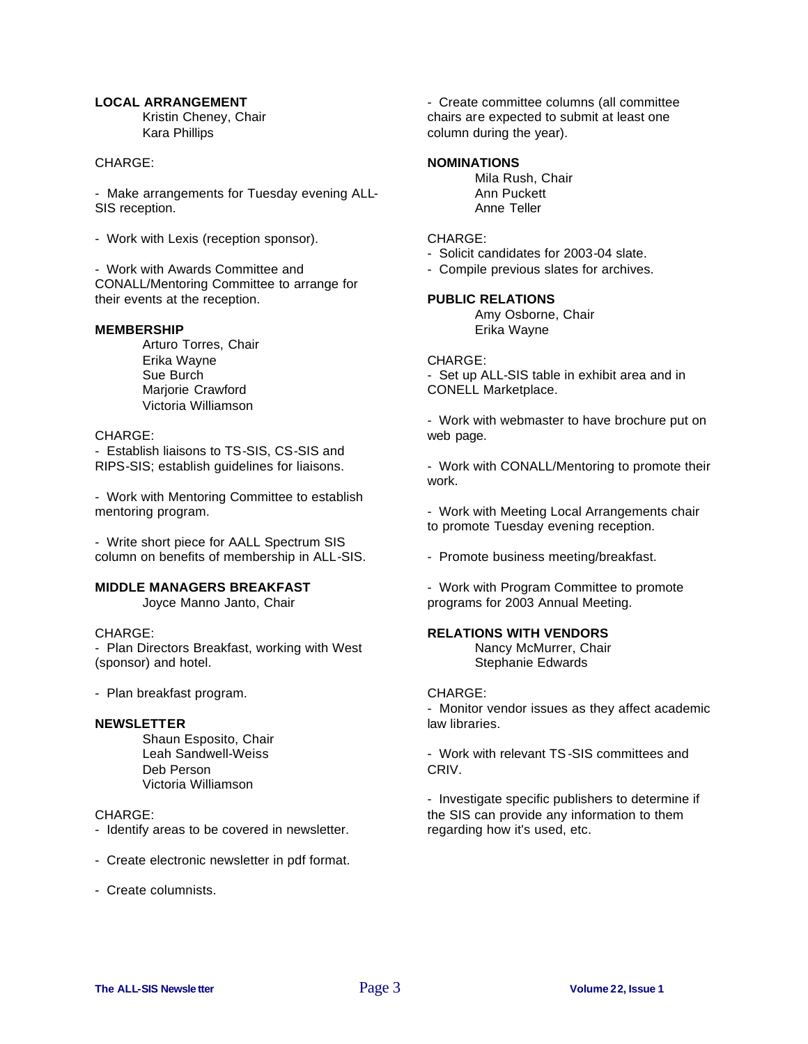**LOCAL ARRANGEMENT**

Kristin Cheney, Chair
Kara Phillips

CHARGE:

- Make arrangements for Tuesday evening ALL-SIS reception.

- Work with Lexis (reception sponsor).

- Work with Awards Committee and CONALL/Mentoring Committee to arrange for their events at the reception.

**MEMBERSHIP**

Arturo Torres, Chair
Erika Wayne
Sue Burch
Marjorie Crawford
Victoria Williamson

CHARGE:

- Establish liaisons to TS-SIS, CS-SIS and RIPS-SIS; establish guidelines for liaisons.

- Work with Mentoring Committee to establish mentoring program.

- Write short piece for AALL Spectrum SIS column on benefits of membership in ALL-SIS.

**MIDDLE MANAGERS BREAKFAST**

Joyce Manno Janto, Chair

CHARGE:

- Plan Directors Breakfast, working with West (sponsor) and hotel.

- Plan breakfast program.

**NEWSLETTER**

Shaun Esposito, Chair
Leah Sandwell-Weiss
Deb Person
Victoria Williamson

CHARGE:

- Identify areas to be covered in newsletter.

- Create electronic newsletter in pdf format.

- Create columnists.

- Create committee columns (all committee chairs are expected to submit at least one column during the year).

**NOMINATIONS**

Mila Rush, Chair
Ann Puckett
Anne Teller

CHARGE:

- Solicit candidates for 2003-04 slate.
- Compile previous slates for archives.

**PUBLIC RELATIONS**

Amy Osborne, Chair
Erika Wayne

CHARGE:

- Set up ALL-SIS table in exhibit area and in CONELL Marketplace.

- Work with webmaster to have brochure put on web page.

- Work with CONALL/Mentoring to promote their work.

- Work with Meeting Local Arrangements chair to promote Tuesday evening reception.

- Promote business meeting/breakfast.

- Work with Program Committee to promote programs for 2003 Annual Meeting.

**RELATIONS WITH VENDORS**

Nancy McMurrer, Chair
Stephanie Edwards

CHARGE:

- Monitor vendor issues as they affect academic law libraries.

- Work with relevant TS-SIS committees and CRIV.

- Investigate specific publishers to determine if the SIS can provide any information to them regarding how it's used, etc.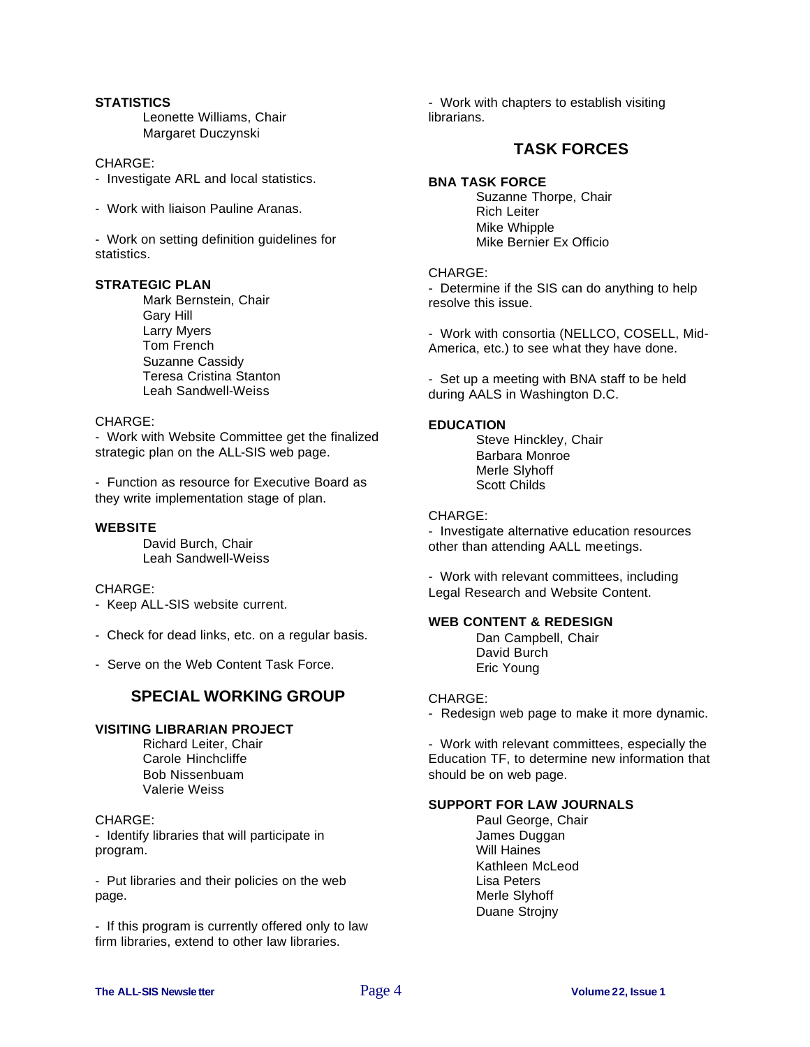**STATISTICS**

Leonette Williams, Chair
Margaret Duczynski

CHARGE:

- Investigate ARL and local statistics.

- Work with liaison Pauline Aranas.

- Work on setting definition guidelines for statistics.

**STRATEGIC PLAN**

Mark Bernstein, Chair
Gary Hill
Larry Myers
Tom French
Suzanne Cassidy
Teresa Cristina Stanton
Leah Sandwell-Weiss

CHARGE:

- Work with Website Committee get the finalized strategic plan on the ALL-SIS web page.

- Function as resource for Executive Board as they write implementation stage of plan.

**WEBSITE**

David Burch, Chair
Leah Sandwell-Weiss

CHARGE:

- Keep ALL-SIS website current.

- Check for dead links, etc. on a regular basis.

- Serve on the Web Content Task Force.

## SPECIAL WORKING GROUP

**VISITING LIBRARIAN PROJECT**

Richard Leiter, Chair
Carole Hinchcliffe
Bob Nissenbuam
Valerie Weiss

CHARGE:

- Identify libraries that will participate in program.

- Put libraries and their policies on the web page.

- If this program is currently offered only to law firm libraries, extend to other law libraries.

- Work with chapters to establish visiting librarians.

## TASK FORCES

**BNA TASK FORCE**

Suzanne Thorpe, Chair
Rich Leiter
Mike Whipple
Mike Bernier Ex Officio

CHARGE:

- Determine if the SIS can do anything to help resolve this issue.

- Work with consortia (NELLCO, COSELL, Mid-America, etc.) to see what they have done.

- Set up a meeting with BNA staff to be held during AALS in Washington D.C.

**EDUCATION**

Steve Hinckley, Chair
Barbara Monroe
Merle Slyhoff
Scott Childs

CHARGE:

- Investigate alternative education resources other than attending AALL meetings.

- Work with relevant committees, including Legal Research and Website Content.

**WEB CONTENT & REDESIGN**

Dan Campbell, Chair
David Burch
Eric Young

CHARGE:

- Redesign web page to make it more dynamic.

- Work with relevant committees, especially the Education TF, to determine new information that should be on web page.

**SUPPORT FOR LAW JOURNALS**

Paul George, Chair
James Duggan
Will Haines
Kathleen McLeod
Lisa Peters
Merle Slyhoff
Duane Strojny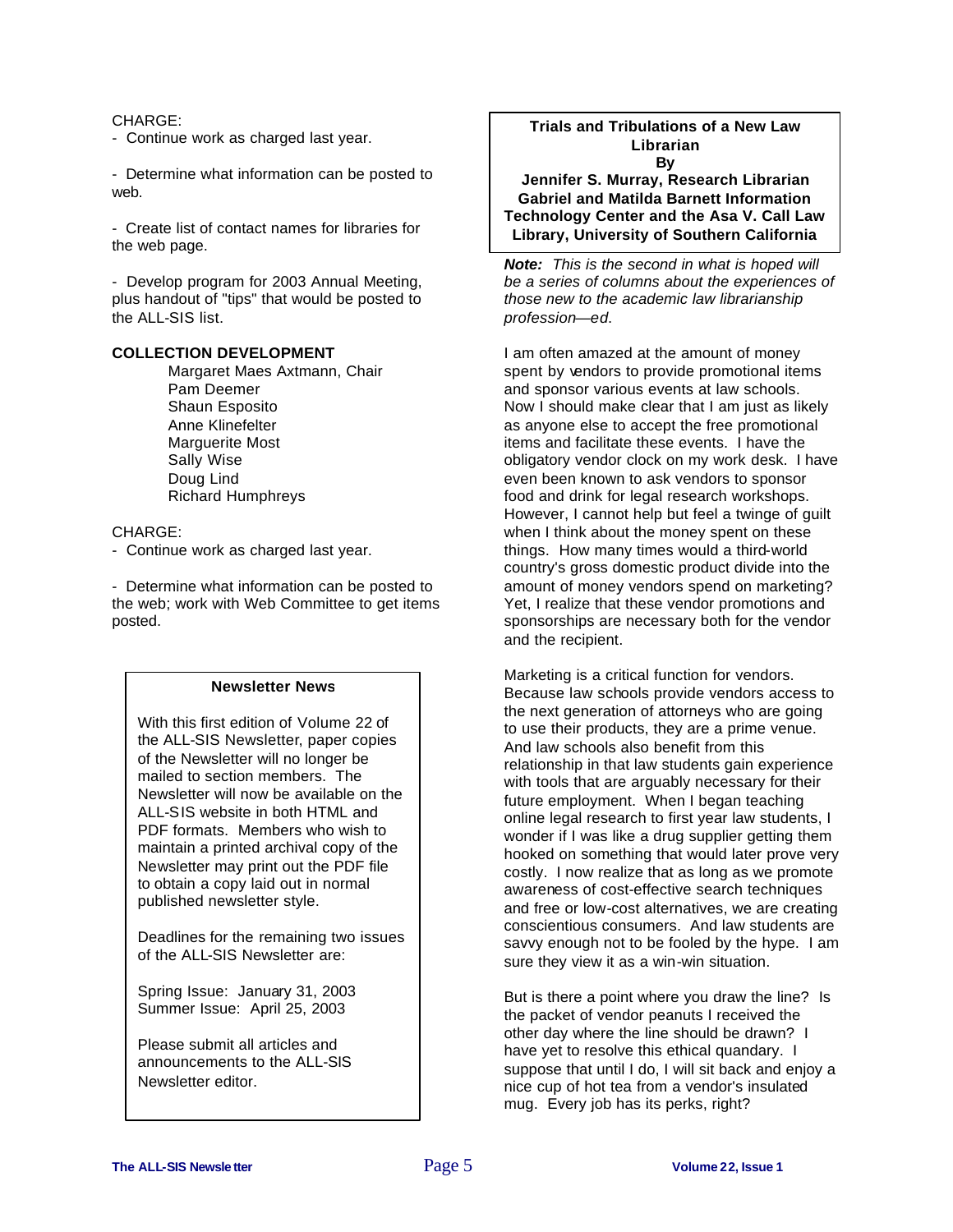CHARGE:

- Continue work as charged last year.
- Determine what information can be posted to web.
- Create list of contact names for libraries for the web page.
- Develop program for 2003 Annual Meeting, plus handout of "tips" that would be posted to the ALL-SIS list.

**COLLECTION DEVELOPMENT**

Margaret Maes Axtmann, Chair
Pam Deemer
Shaun Esposito
Anne Klinefelter
Marguerite Most
Sally Wise
Doug Lind
Richard Humphreys

CHARGE:

- Continue work as charged last year.
- Determine what information can be posted to the web; work with Web Committee to get items posted.

**Newsletter News**

With this first edition of Volume 22 of the ALL-SIS Newsletter, paper copies of the Newsletter will no longer be mailed to section members. The Newsletter will now be available on the ALL-SIS website in both HTML and PDF formats. Members who wish to maintain a printed archival copy of the Newsletter may print out the PDF file to obtain a copy laid out in normal published newsletter style.

Deadlines for the remaining two issues of the ALL-SIS Newsletter are:

Spring Issue: January 31, 2003
Summer Issue: April 25, 2003

Please submit all articles and announcements to the ALL-SIS Newsletter editor.

## Trials and Tribulations of a New Law Librarian

**By**

**Jennifer S. Murray, Research Librarian
Gabriel and Matilda Barnett Information Technology Center and the Asa V. Call Law Library, University of Southern California**

***Note:*** *This is the second in what is hoped will be a series of columns about the experiences of those new to the academic law librarianship profession—ed.*

I am often amazed at the amount of money spent by vendors to provide promotional items and sponsor various events at law schools. Now I should make clear that I am just as likely as anyone else to accept the free promotional items and facilitate these events. I have the obligatory vendor clock on my work desk. I have even been known to ask vendors to sponsor food and drink for legal research workshops. However, I cannot help but feel a twinge of guilt when I think about the money spent on these things. How many times would a third-world country's gross domestic product divide into the amount of money vendors spend on marketing? Yet, I realize that these vendor promotions and sponsorships are necessary both for the vendor and the recipient.

Marketing is a critical function for vendors. Because law schools provide vendors access to the next generation of attorneys who are going to use their products, they are a prime venue. And law schools also benefit from this relationship in that law students gain experience with tools that are arguably necessary for their future employment. When I began teaching online legal research to first year law students, I wonder if I was like a drug supplier getting them hooked on something that would later prove very costly. I now realize that as long as we promote awareness of cost-effective search techniques and free or low-cost alternatives, we are creating conscientious consumers. And law students are savvy enough not to be fooled by the hype. I am sure they view it as a win-win situation.

But is there a point where you draw the line? Is the packet of vendor peanuts I received the other day where the line should be drawn? I have yet to resolve this ethical quandary. I suppose that until I do, I will sit back and enjoy a nice cup of hot tea from a vendor's insulated mug. Every job has its perks, right?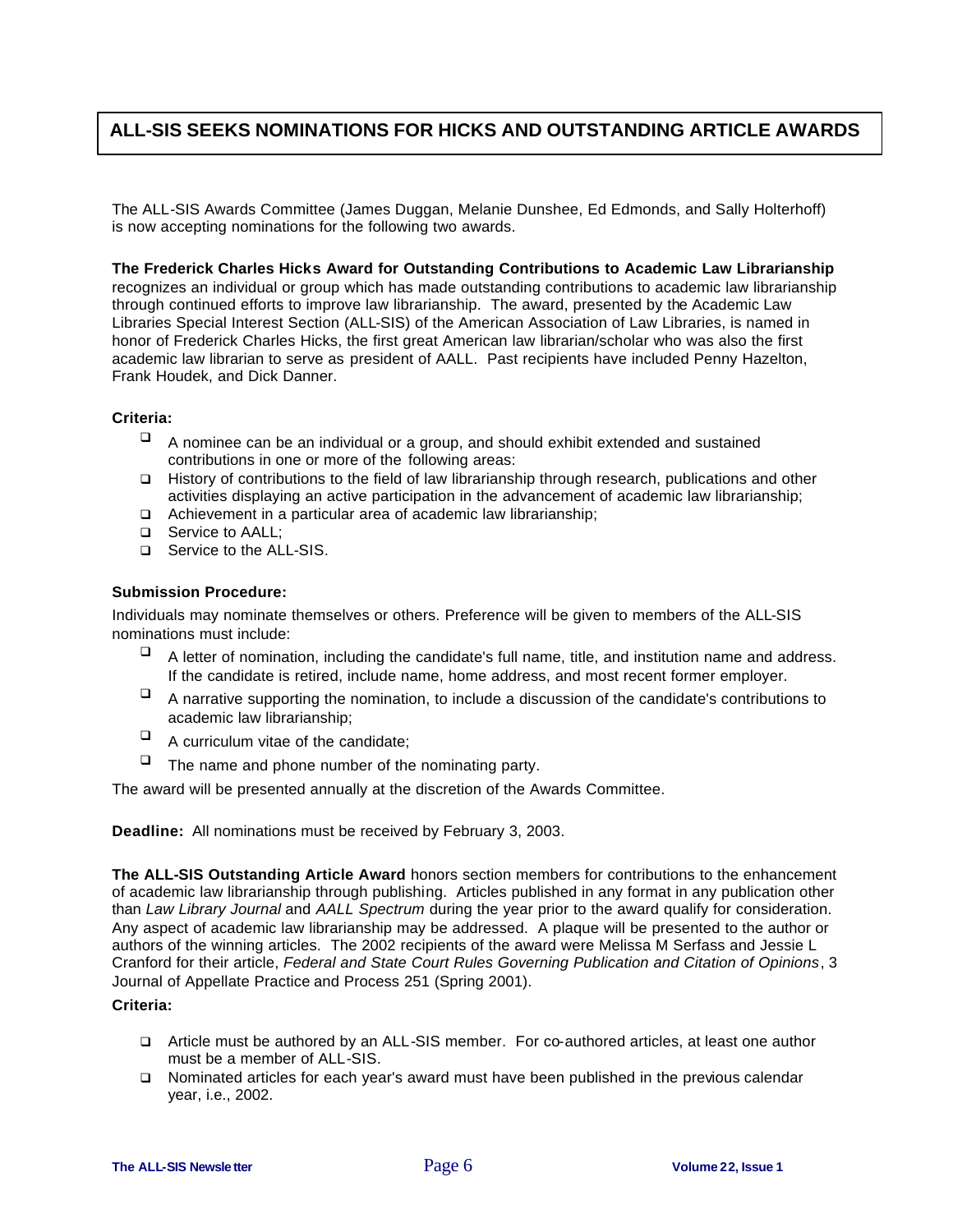## ALL-SIS SEEKS NOMINATIONS FOR HICKS AND OUTSTANDING ARTICLE AWARDS

The ALL-SIS Awards Committee (James Duggan, Melanie Dunshee, Ed Edmonds, and Sally Holterhoff) is now accepting nominations for the following two awards.

**The Frederick Charles Hicks Award for Outstanding Contributions to Academic Law Librarianship** recognizes an individual or group which has made outstanding contributions to academic law librarianship through continued efforts to improve law librarianship. The award, presented by the Academic Law Libraries Special Interest Section (ALL-SIS) of the American Association of Law Libraries, is named in honor of Frederick Charles Hicks, the first great American law librarian/scholar who was also the first academic law librarian to serve as president of AALL. Past recipients have included Penny Hazelton, Frank Houdek, and Dick Danner.

**Criteria:**

- A nominee can be an individual or a group, and should exhibit extended and sustained contributions in one or more of the following areas:
- History of contributions to the field of law librarianship through research, publications and other activities displaying an active participation in the advancement of academic law librarianship;
- Achievement in a particular area of academic law librarianship;
- Service to AALL;
- Service to the ALL-SIS.

**Submission Procedure:**

Individuals may nominate themselves or others. Preference will be given to members of the ALL-SIS nominations must include:

- A letter of nomination, including the candidate's full name, title, and institution name and address. If the candidate is retired, include name, home address, and most recent former employer.
- A narrative supporting the nomination, to include a discussion of the candidate's contributions to academic law librarianship;
- A curriculum vitae of the candidate;
- The name and phone number of the nominating party.

The award will be presented annually at the discretion of the Awards Committee.

**Deadline:** All nominations must be received by February 3, 2003.

**The ALL-SIS Outstanding Article Award** honors section members for contributions to the enhancement of academic law librarianship through publishing. Articles published in any format in any publication other than *Law Library Journal* and *AALL Spectrum* during the year prior to the award qualify for consideration. Any aspect of academic law librarianship may be addressed. A plaque will be presented to the author or authors of the winning articles. The 2002 recipients of the award were Melissa M Serfass and Jessie L Cranford for their article, *Federal and State Court Rules Governing Publication and Citation of Opinions*, 3 Journal of Appellate Practice and Process 251 (Spring 2001).

**Criteria:**

- Article must be authored by an ALL-SIS member. For co-authored articles, at least one author must be a member of ALL-SIS.
- Nominated articles for each year's award must have been published in the previous calendar year, i.e., 2002.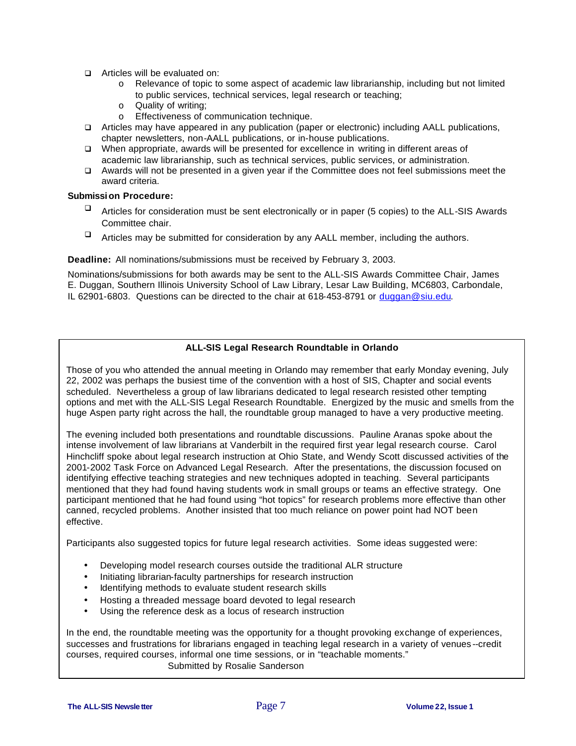- Articles will be evaluated on:
  - Relevance of topic to some aspect of academic law librarianship, including but not limited to public services, technical services, legal research or teaching;
  - Quality of writing;
  - Effectiveness of communication technique.
- Articles may have appeared in any publication (paper or electronic) including AALL publications, chapter newsletters, non-AALL publications, or in-house publications.
- When appropriate, awards will be presented for excellence in writing in different areas of academic law librarianship, such as technical services, public services, or administration.
- Awards will not be presented in a given year if the Committee does not feel submissions meet the award criteria.

**Submission Procedure:**

- Articles for consideration must be sent electronically or in paper (5 copies) to the ALL-SIS Awards Committee chair.
- Articles may be submitted for consideration by any AALL member, including the authors.

**Deadline:** All nominations/submissions must be received by February 3, 2003.

Nominations/submissions for both awards may be sent to the ALL-SIS Awards Committee Chair, James E. Duggan, Southern Illinois University School of Law Library, Lesar Law Building, MC6803, Carbondale, IL 62901-6803. Questions can be directed to the chair at 618-453-8791 or duggan@siu.edu.

### ALL-SIS Legal Research Roundtable in Orlando

Those of you who attended the annual meeting in Orlando may remember that early Monday evening, July 22, 2002 was perhaps the busiest time of the convention with a host of SIS, Chapter and social events scheduled. Nevertheless a group of law librarians dedicated to legal research resisted other tempting options and met with the ALL-SIS Legal Research Roundtable. Energized by the music and smells from the huge Aspen party right across the hall, the roundtable group managed to have a very productive meeting.

The evening included both presentations and roundtable discussions. Pauline Aranas spoke about the intense involvement of law librarians at Vanderbilt in the required first year legal research course. Carol Hinchcliff spoke about legal research instruction at Ohio State, and Wendy Scott discussed activities of the 2001-2002 Task Force on Advanced Legal Research. After the presentations, the discussion focused on identifying effective teaching strategies and new techniques adopted in teaching. Several participants mentioned that they had found having students work in small groups or teams an effective strategy. One participant mentioned that he had found using "hot topics" for research problems more effective than other canned, recycled problems. Another insisted that too much reliance on power point had NOT been effective.

Participants also suggested topics for future legal research activities. Some ideas suggested were:

- Developing model research courses outside the traditional ALR structure
- Initiating librarian-faculty partnerships for research instruction
- Identifying methods to evaluate student research skills
- Hosting a threaded message board devoted to legal research
- Using the reference desk as a locus of research instruction

In the end, the roundtable meeting was the opportunity for a thought provoking exchange of experiences, successes and frustrations for librarians engaged in teaching legal research in a variety of venues--credit courses, required courses, informal one time sessions, or in "teachable moments."

Submitted by Rosalie Sanderson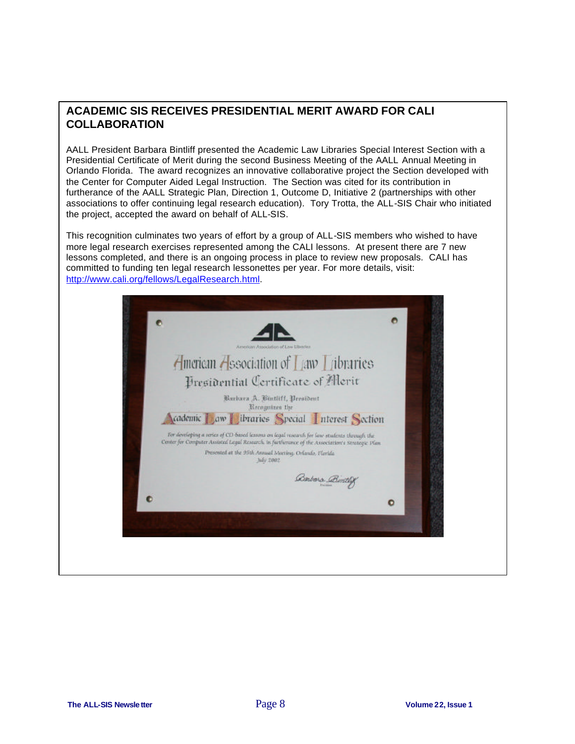## ACADEMIC SIS RECEIVES PRESIDENTIAL MERIT AWARD FOR CALI COLLABORATION

AALL President Barbara Bintliff presented the Academic Law Libraries Special Interest Section with a Presidential Certificate of Merit during the second Business Meeting of the AALL Annual Meeting in Orlando Florida. The award recognizes an innovative collaborative project the Section developed with the Center for Computer Aided Legal Instruction. The Section was cited for its contribution in furtherance of the AALL Strategic Plan, Direction 1, Outcome D, Initiative 2 (partnerships with other associations to offer continuing legal research education). Tory Trotta, the ALL-SIS Chair who initiated the project, accepted the award on behalf of ALL-SIS.

This recognition culminates two years of effort by a group of ALL-SIS members who wished to have more legal research exercises represented among the CALI lessons. At present there are 7 new lessons completed, and there is an ongoing process in place to review new proposals. CALI has committed to funding ten legal research lessonettes per year. For more details, visit: [http://www.cali.org/fellows/LegalResearch.html](http://www.cali.org/fellows/LegalResearch.html).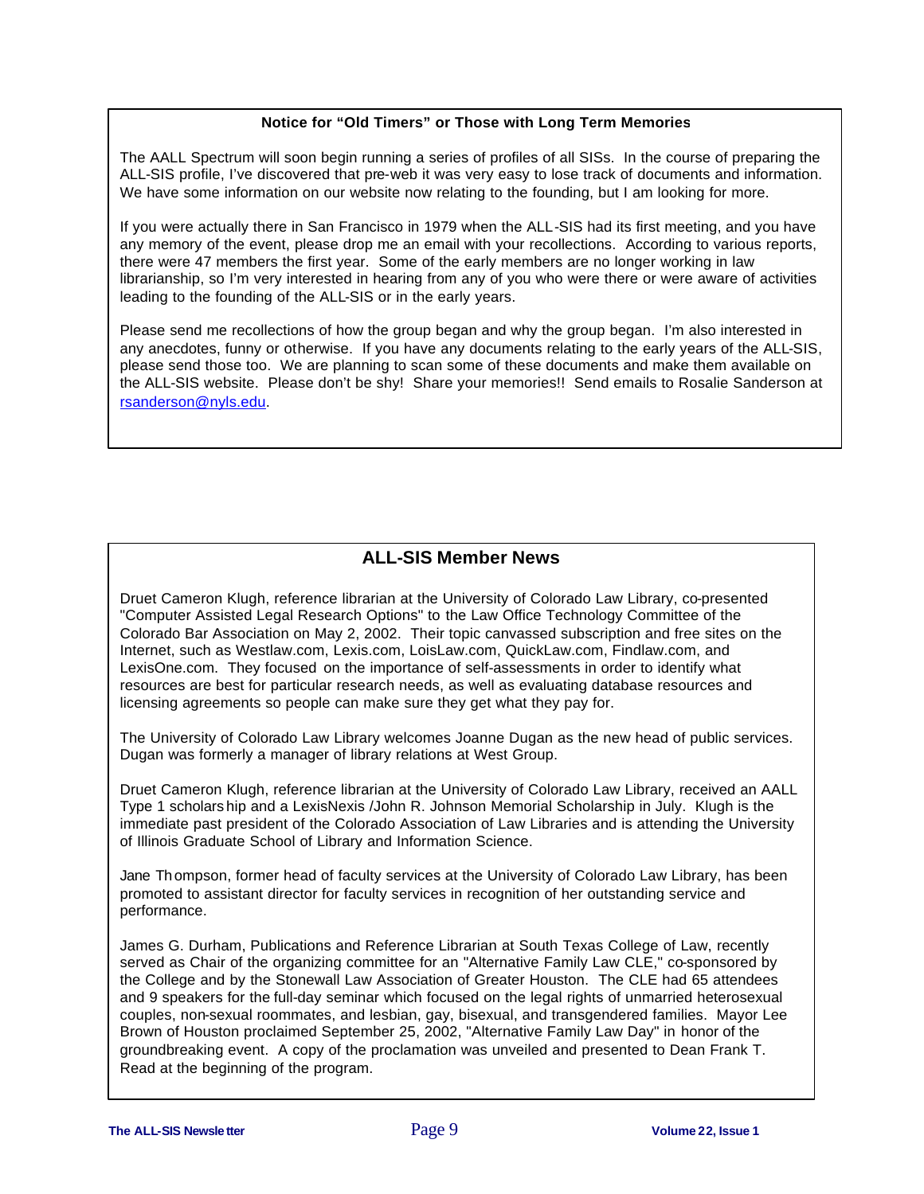## Notice for "Old Timers" or Those with Long Term Memories

The AALL Spectrum will soon begin running a series of profiles of all SISs. In the course of preparing the ALL-SIS profile, I've discovered that pre-web it was very easy to lose track of documents and information. We have some information on our website now relating to the founding, but I am looking for more.

If you were actually there in San Francisco in 1979 when the ALL-SIS had its first meeting, and you have any memory of the event, please drop me an email with your recollections. According to various reports, there were 47 members the first year. Some of the early members are no longer working in law librarianship, so I'm very interested in hearing from any of you who were there or were aware of activities leading to the founding of the ALL-SIS or in the early years.

Please send me recollections of how the group began and why the group began. I'm also interested in any anecdotes, funny or otherwise. If you have any documents relating to the early years of the ALL-SIS, please send those too. We are planning to scan some of these documents and make them available on the ALL-SIS website. Please don't be shy! Share your memories!! Send emails to Rosalie Sanderson at rsanderson@nyls.edu.

## ALL-SIS Member News

Druet Cameron Klugh, reference librarian at the University of Colorado Law Library, co-presented "Computer Assisted Legal Research Options" to the Law Office Technology Committee of the Colorado Bar Association on May 2, 2002. Their topic canvassed subscription and free sites on the Internet, such as Westlaw.com, Lexis.com, LoisLaw.com, QuickLaw.com, Findlaw.com, and LexisOne.com. They focused on the importance of self-assessments in order to identify what resources are best for particular research needs, as well as evaluating database resources and licensing agreements so people can make sure they get what they pay for.

The University of Colorado Law Library welcomes Joanne Dugan as the new head of public services. Dugan was formerly a manager of library relations at West Group.

Druet Cameron Klugh, reference librarian at the University of Colorado Law Library, received an AALL Type 1 scholarship and a LexisNexis /John R. Johnson Memorial Scholarship in July. Klugh is the immediate past president of the Colorado Association of Law Libraries and is attending the University of Illinois Graduate School of Library and Information Science.

Jane Thompson, former head of faculty services at the University of Colorado Law Library, has been promoted to assistant director for faculty services in recognition of her outstanding service and performance.

James G. Durham, Publications and Reference Librarian at South Texas College of Law, recently served as Chair of the organizing committee for an "Alternative Family Law CLE," co-sponsored by the College and by the Stonewall Law Association of Greater Houston. The CLE had 65 attendees and 9 speakers for the full-day seminar which focused on the legal rights of unmarried heterosexual couples, non-sexual roommates, and lesbian, gay, bisexual, and transgendered families. Mayor Lee Brown of Houston proclaimed September 25, 2002, "Alternative Family Law Day" in honor of the groundbreaking event. A copy of the proclamation was unveiled and presented to Dean Frank T. Read at the beginning of the program.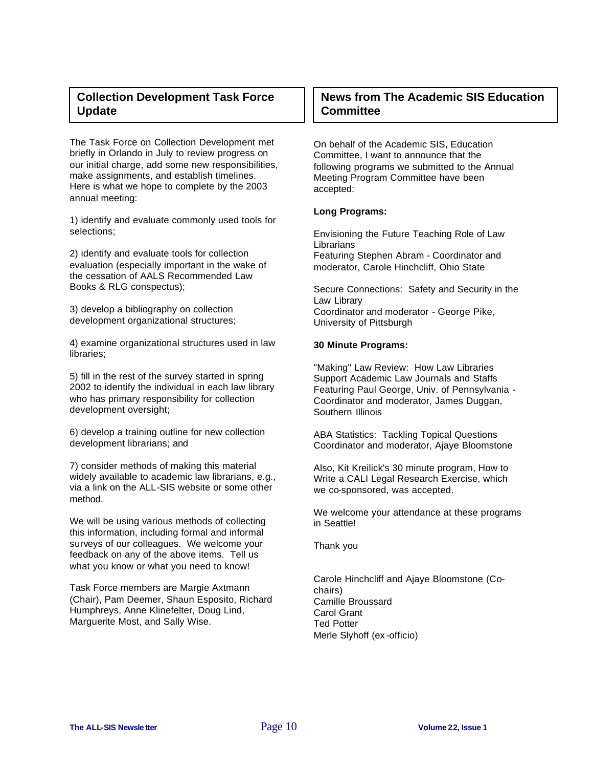## Collection Development Task Force Update

The Task Force on Collection Development met briefly in Orlando in July to review progress on our initial charge, add some new responsibilities, make assignments, and establish timelines. Here is what we hope to complete by the 2003 annual meeting:

1) identify and evaluate commonly used tools for selections;

2) identify and evaluate tools for collection evaluation (especially important in the wake of the cessation of AALS Recommended Law Books & RLG conspectus);

3) develop a bibliography on collection development organizational structures;

4) examine organizational structures used in law libraries;

5) fill in the rest of the survey started in spring 2002 to identify the individual in each law library who has primary responsibility for collection development oversight;

6) develop a training outline for new collection development librarians; and

7) consider methods of making this material widely available to academic law librarians, e.g., via a link on the ALL-SIS website or some other method.

We will be using various methods of collecting this information, including formal and informal surveys of our colleagues. We welcome your feedback on any of the above items. Tell us what you know or what you need to know!

Task Force members are Margie Axtmann (Chair), Pam Deemer, Shaun Esposito, Richard Humphreys, Anne Klinefelter, Doug Lind, Marguerite Most, and Sally Wise.

## News from The Academic SIS Education Committee

On behalf of the Academic SIS, Education Committee, I want to announce that the following programs we submitted to the Annual Meeting Program Committee have been accepted:

**Long Programs:**

Envisioning the Future Teaching Role of Law Librarians
Featuring Stephen Abram - Coordinator and moderator, Carole Hinchcliff, Ohio State

Secure Connections: Safety and Security in the Law Library
Coordinator and moderator - George Pike, University of Pittsburgh

**30 Minute Programs:**

"Making" Law Review: How Law Libraries Support Academic Law Journals and Staffs
Featuring Paul George, Univ. of Pennsylvania - Coordinator and moderator, James Duggan, Southern Illinois

ABA Statistics: Tackling Topical Questions
Coordinator and moderator, Ajaye Bloomstone

Also, Kit Kreilick's 30 minute program, How to Write a CALI Legal Research Exercise, which we co-sponsored, was accepted.

We welcome your attendance at these programs in Seattle!

Thank you

Carole Hinchcliff and Ajaye Bloomstone (Co-chairs)
Camille Broussard
Carol Grant
Ted Potter
Merle Slyhoff (ex-officio)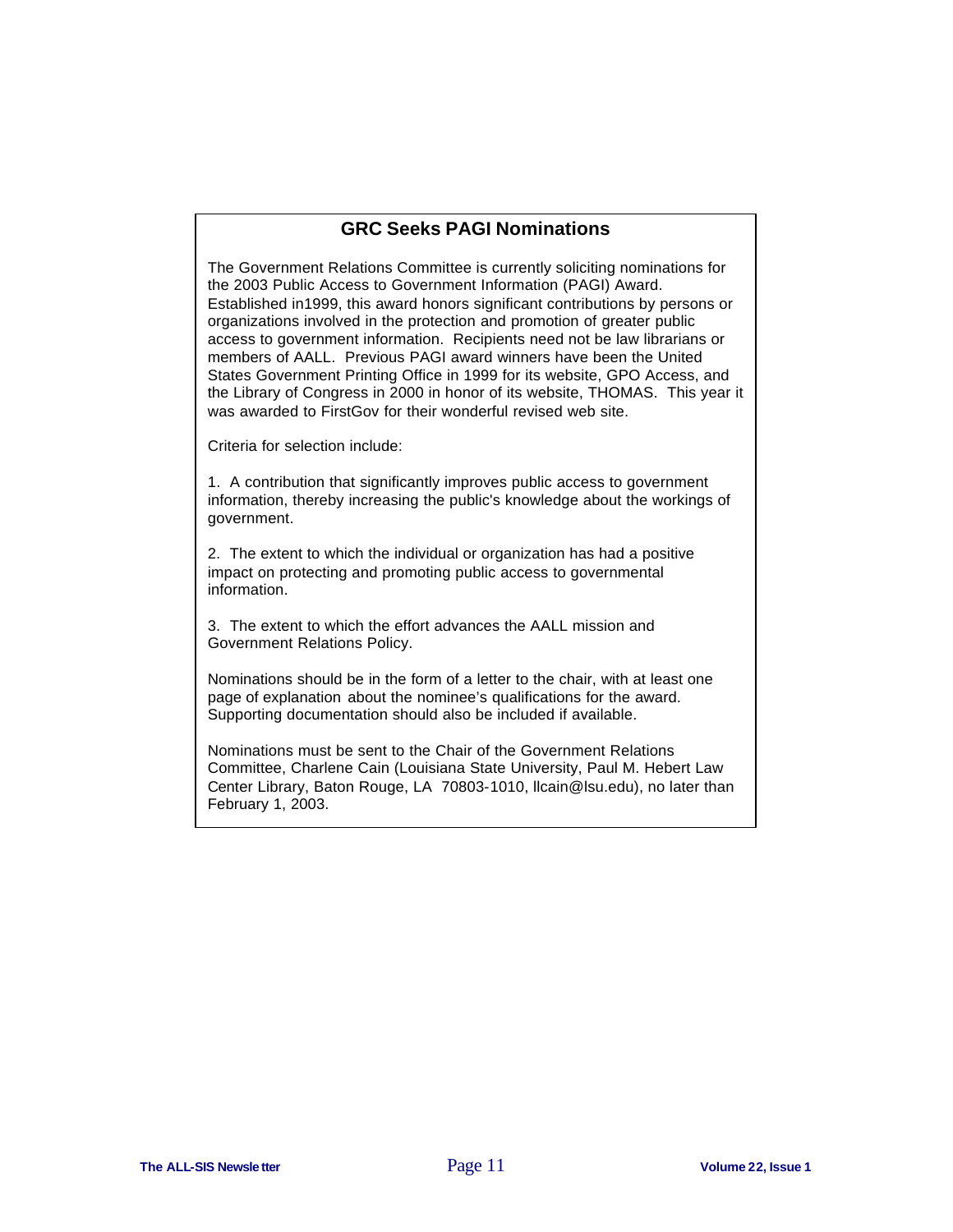## GRC Seeks PAGI Nominations

The Government Relations Committee is currently soliciting nominations for the 2003 Public Access to Government Information (PAGI) Award. Established in1999, this award honors significant contributions by persons or organizations involved in the protection and promotion of greater public access to government information. Recipients need not be law librarians or members of AALL. Previous PAGI award winners have been the United States Government Printing Office in 1999 for its website, GPO Access, and the Library of Congress in 2000 in honor of its website, THOMAS. This year it was awarded to FirstGov for their wonderful revised web site.

Criteria for selection include:

1. A contribution that significantly improves public access to government information, thereby increasing the public's knowledge about the workings of government.

2. The extent to which the individual or organization has had a positive impact on protecting and promoting public access to governmental information.

3. The extent to which the effort advances the AALL mission and Government Relations Policy.

Nominations should be in the form of a letter to the chair, with at least one page of explanation about the nominee's qualifications for the award. Supporting documentation should also be included if available.

Nominations must be sent to the Chair of the Government Relations Committee, Charlene Cain (Louisiana State University, Paul M. Hebert Law Center Library, Baton Rouge, LA 70803-1010, llcain@lsu.edu), no later than February 1, 2003.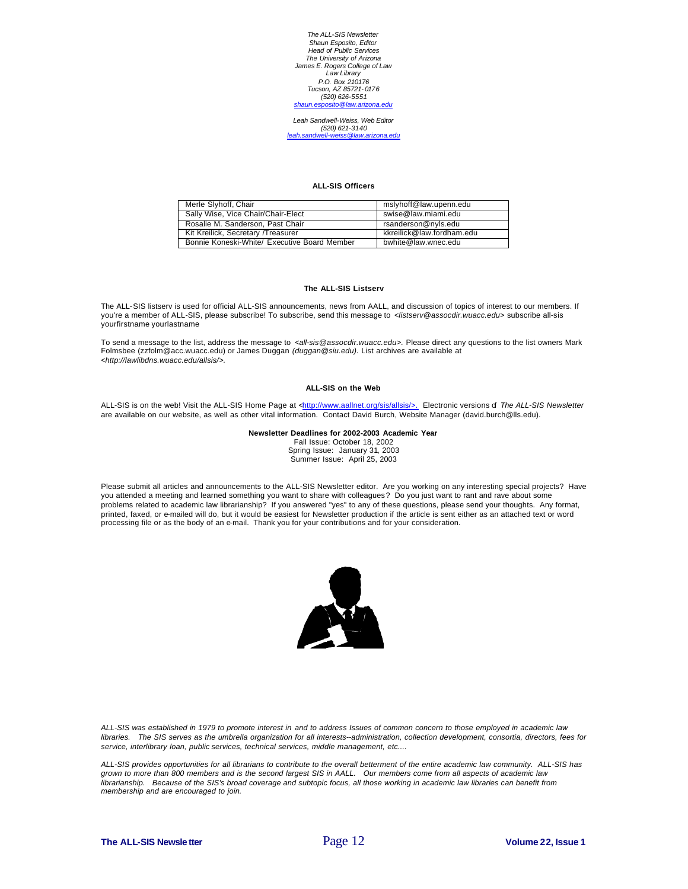*The ALL-SIS Newsletter*
*Shaun Esposito, Editor*
*Head of Public Services*
*The University of Arizona*
*James E. Rogers College of Law*
*Law Library*
*P.O. Box 210176*
*Tucson, AZ 85721-0176*
*(520) 626-5551*
*shaun.esposito@law.arizona.edu*

*Leah Sandwell-Weiss, Web Editor*
*(520) 621-3140*
*leah.sandwell-weiss@law.arizona.edu*

**ALL-SIS Officers**

| | |
|---|---|
| Merle Slyhoff, Chair | mslyhoff@law.upenn.edu |
| Sally Wise, Vice Chair/Chair-Elect | swise@law.miami.edu |
| Rosalie M. Sanderson, Past Chair | rsanderson@nyls.edu |
| Kit Kreilick, Secretary /Treasurer | kkreilick@law.fordham.edu |
| Bonnie Koneski-White/ Executive Board Member | bwhite@law.wnec.edu |

**The ALL-SIS Listserv**

The ALL-SIS listserv is used for official ALL-SIS announcements, news from AALL, and discussion of topics of interest to our members. If you're a member of ALL-SIS, please subscribe! To subscribe, send this message to *<listserv@assocdir.wuacc.edu>* subscribe all-sis yourfirstname yourlastname

To send a message to the list, address the message to *<all-sis@assocdir.wuacc.edu>*. Please direct any questions to the list owners Mark Folmsbee (zzfolm@acc.wuacc.edu) or James Duggan *(duggan@siu.edu)*. List archives are available at *<http://lawlibdns.wuacc.edu/allsis/>*.

**ALL-SIS on the Web**

ALL-SIS is on the web! Visit the ALL-SIS Home Page at <http://www.aallnet.org/sis/allsis/>. Electronic versions of *The ALL-SIS Newsletter* are available on our website, as well as other vital information. Contact David Burch, Website Manager (david.burch@lls.edu).

**Newsletter Deadlines for 2002-2003 Academic Year**
Fall Issue: October 18, 2002
Spring Issue: January 31, 2003
Summer Issue: April 25, 2003

Please submit all articles and announcements to the ALL-SIS Newsletter editor. Are you working on any interesting special projects? Have you attended a meeting and learned something you want to share with colleagues? Do you just want to rant and rave about some problems related to academic law librarianship? If you answered "yes" to any of these questions, please send your thoughts. Any format, printed, faxed, or e-mailed will do, but it would be easiest for Newsletter production if the article is sent either as an attached text or word processing file or as the body of an e-mail. Thank you for your contributions and for your consideration.

*ALL-SIS was established in 1979 to promote interest in and to address Issues of common concern to those employed in academic law libraries. The SIS serves as the umbrella organization for all interests--administration, collection development, consortia, directors, fees for service, interlibrary loan, public services, technical services, middle management, etc....*

*ALL-SIS provides opportunities for all librarians to contribute to the overall betterment of the entire academic law community. ALL-SIS has grown to more than 800 members and is the second largest SIS in AALL. Our members come from all aspects of academic law librarianship. Because of the SIS's broad coverage and subtopic focus, all those working in academic law libraries can benefit from membership and are encouraged to join.*